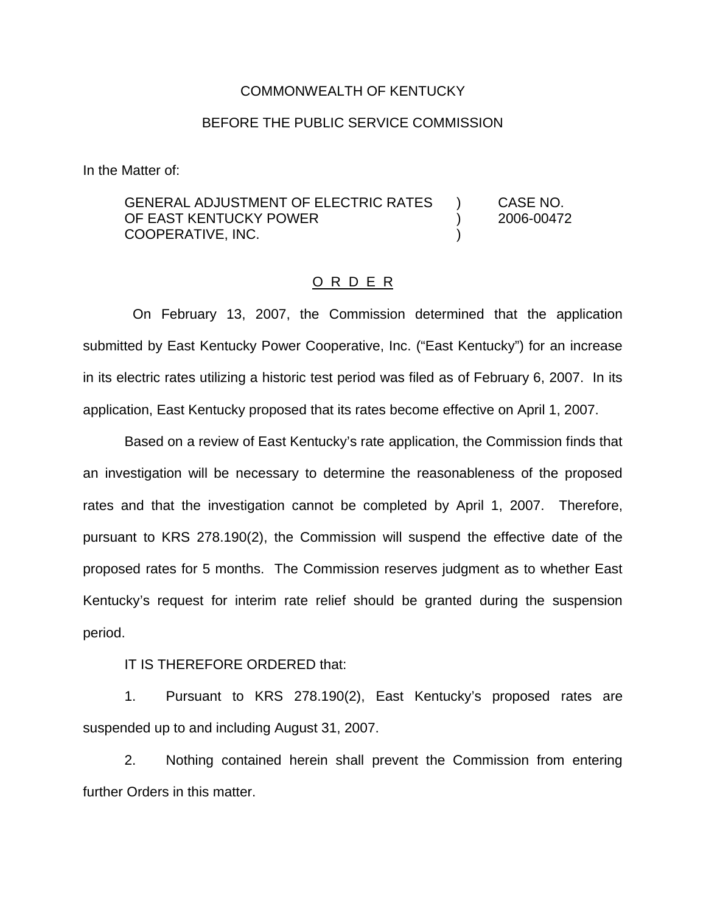COMMONWEALTH OF KENTUCKY

BEFORE THE PUBLIC SERVICE COMMISSION

In the Matter of:

| | | |
|---|---|---|
| GENERAL ADJUSTMENT OF ELECTRIC RATES OF EAST KENTUCKY POWER COOPERATIVE, INC. | ) ) ) | CASE NO. 2006-00472 |

<u>O R D E R</u>

On February 13, 2007, the Commission determined that the application submitted by East Kentucky Power Cooperative, Inc. ("East Kentucky") for an increase in its electric rates utilizing a historic test period was filed as of February 6, 2007. In its application, East Kentucky proposed that its rates become effective on April 1, 2007.

Based on a review of East Kentucky's rate application, the Commission finds that an investigation will be necessary to determine the reasonableness of the proposed rates and that the investigation cannot be completed by April 1, 2007. Therefore, pursuant to KRS 278.190(2), the Commission will suspend the effective date of the proposed rates for 5 months. The Commission reserves judgment as to whether East Kentucky's request for interim rate relief should be granted during the suspension period.

IT IS THEREFORE ORDERED that:

1. Pursuant to KRS 278.190(2), East Kentucky's proposed rates are suspended up to and including August 31, 2007.

2. Nothing contained herein shall prevent the Commission from entering further Orders in this matter.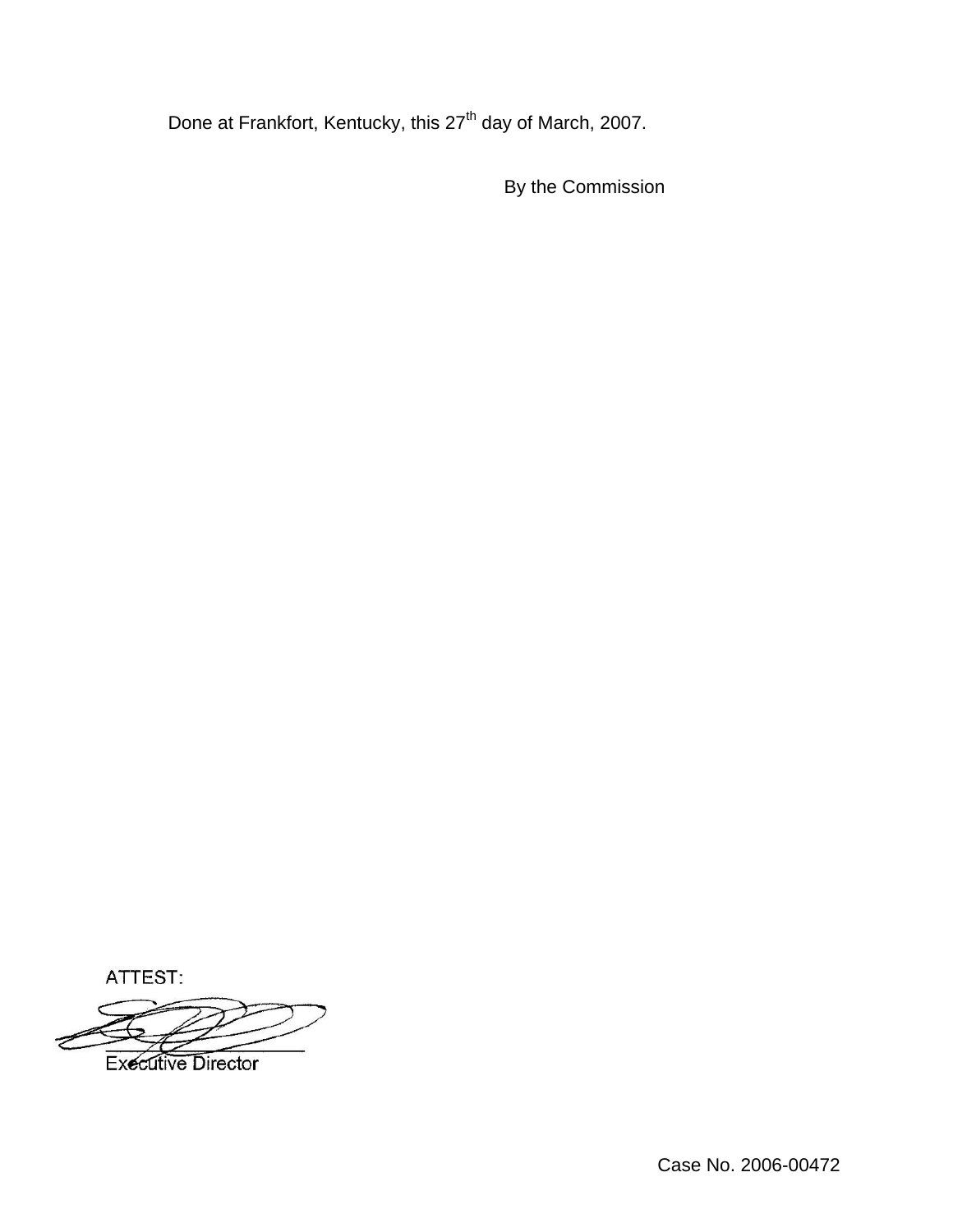Done at Frankfort, Kentucky, this 27th day of March, 2007.

By the Commission

ATTEST:

Executive Director

Case No. 2006-00472